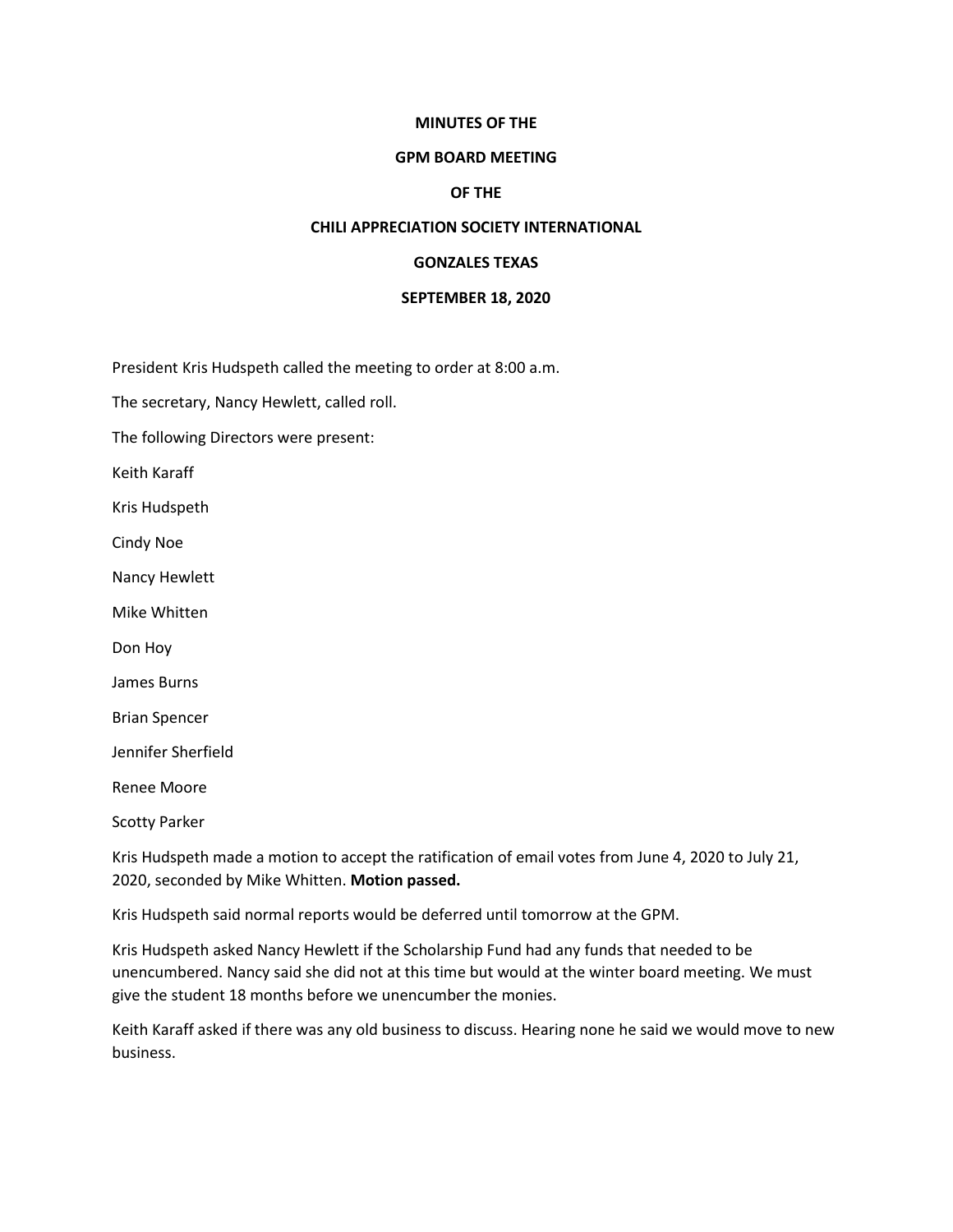**MINUTES OF THE**

**GPM BOARD MEETING**

**OF THE**

**CHILI APPRECIATION SOCIETY INTERNATIONAL**

**GONZALES TEXAS**

**SEPTEMBER 18, 2020**

President Kris Hudspeth called the meeting to order at 8:00 a.m.

The secretary, Nancy Hewlett, called roll.

The following Directors were present:

Keith Karaff

Kris Hudspeth

Cindy Noe

Nancy Hewlett

Mike Whitten

Don Hoy

James Burns

Brian Spencer

Jennifer Sherfield

Renee Moore

Scotty Parker

Kris Hudspeth made a motion to accept the ratification of email votes from June 4, 2020 to July 21, 2020, seconded by Mike Whitten. **Motion passed.**

Kris Hudspeth said normal reports would be deferred until tomorrow at the GPM.

Kris Hudspeth asked Nancy Hewlett if the Scholarship Fund had any funds that needed to be unencumbered. Nancy said she did not at this time but would at the winter board meeting. We must give the student 18 months before we unencumber the monies.

Keith Karaff asked if there was any old business to discuss. Hearing none he said we would move to new business.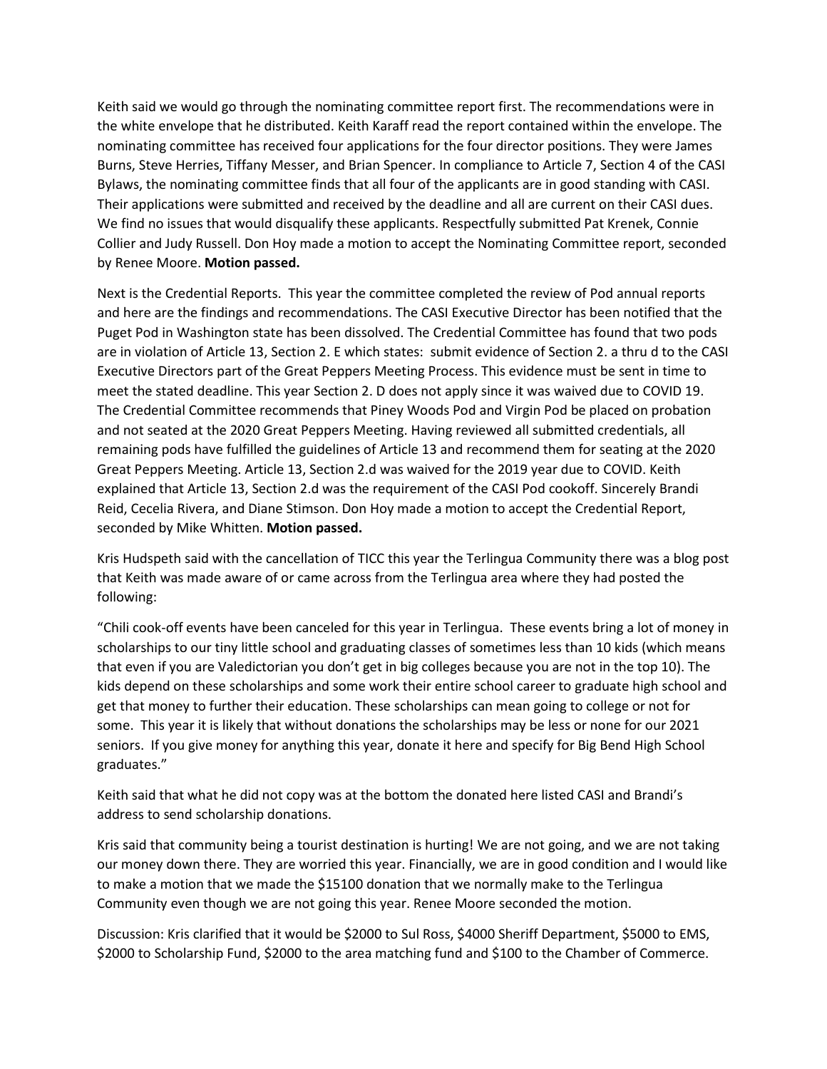Keith said we would go through the nominating committee report first. The recommendations were in the white envelope that he distributed. Keith Karaff read the report contained within the envelope. The nominating committee has received four applications for the four director positions. They were James Burns, Steve Herries, Tiffany Messer, and Brian Spencer. In compliance to Article 7, Section 4 of the CASI Bylaws, the nominating committee finds that all four of the applicants are in good standing with CASI. Their applications were submitted and received by the deadline and all are current on their CASI dues. We find no issues that would disqualify these applicants. Respectfully submitted Pat Krenek, Connie Collier and Judy Russell. Don Hoy made a motion to accept the Nominating Committee report, seconded by Renee Moore. **Motion passed.**

Next is the Credential Reports. This year the committee completed the review of Pod annual reports and here are the findings and recommendations. The CASI Executive Director has been notified that the Puget Pod in Washington state has been dissolved. The Credential Committee has found that two pods are in violation of Article 13, Section 2. E which states: submit evidence of Section 2. a thru d to the CASI Executive Directors part of the Great Peppers Meeting Process. This evidence must be sent in time to meet the stated deadline. This year Section 2. D does not apply since it was waived due to COVID 19. The Credential Committee recommends that Piney Woods Pod and Virgin Pod be placed on probation and not seated at the 2020 Great Peppers Meeting. Having reviewed all submitted credentials, all remaining pods have fulfilled the guidelines of Article 13 and recommend them for seating at the 2020 Great Peppers Meeting. Article 13, Section 2.d was waived for the 2019 year due to COVID. Keith explained that Article 13, Section 2.d was the requirement of the CASI Pod cookoff. Sincerely Brandi Reid, Cecelia Rivera, and Diane Stimson. Don Hoy made a motion to accept the Credential Report, seconded by Mike Whitten. **Motion passed.**

Kris Hudspeth said with the cancellation of TICC this year the Terlingua Community there was a blog post that Keith was made aware of or came across from the Terlingua area where they had posted the following:

"Chili cook-off events have been canceled for this year in Terlingua. These events bring a lot of money in scholarships to our tiny little school and graduating classes of sometimes less than 10 kids (which means that even if you are Valedictorian you don't get in big colleges because you are not in the top 10). The kids depend on these scholarships and some work their entire school career to graduate high school and get that money to further their education. These scholarships can mean going to college or not for some. This year it is likely that without donations the scholarships may be less or none for our 2021 seniors. If you give money for anything this year, donate it here and specify for Big Bend High School graduates."

Keith said that what he did not copy was at the bottom the donated here listed CASI and Brandi's address to send scholarship donations.

Kris said that community being a tourist destination is hurting! We are not going, and we are not taking our money down there. They are worried this year. Financially, we are in good condition and I would like to make a motion that we made the $15100 donation that we normally make to the Terlingua Community even though we are not going this year. Renee Moore seconded the motion.

Discussion: Kris clarified that it would be $2000 to Sul Ross, $4000 Sheriff Department, $5000 to EMS, $2000 to Scholarship Fund, $2000 to the area matching fund and $100 to the Chamber of Commerce.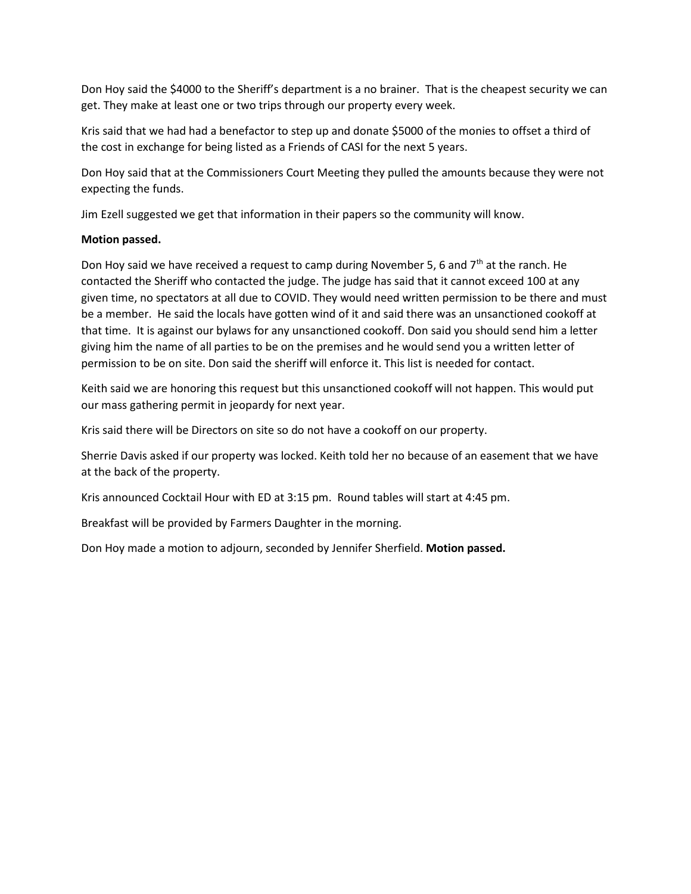Don Hoy said the $4000 to the Sheriff's department is a no brainer. That is the cheapest security we can get. They make at least one or two trips through our property every week.

Kris said that we had had a benefactor to step up and donate $5000 of the monies to offset a third of the cost in exchange for being listed as a Friends of CASI for the next 5 years.

Don Hoy said that at the Commissioners Court Meeting they pulled the amounts because they were not expecting the funds.

Jim Ezell suggested we get that information in their papers so the community will know.

**Motion passed.**

Don Hoy said we have received a request to camp during November 5, 6 and 7th at the ranch. He contacted the Sheriff who contacted the judge. The judge has said that it cannot exceed 100 at any given time, no spectators at all due to COVID. They would need written permission to be there and must be a member. He said the locals have gotten wind of it and said there was an unsanctioned cookoff at that time. It is against our bylaws for any unsanctioned cookoff. Don said you should send him a letter giving him the name of all parties to be on the premises and he would send you a written letter of permission to be on site. Don said the sheriff will enforce it. This list is needed for contact.

Keith said we are honoring this request but this unsanctioned cookoff will not happen. This would put our mass gathering permit in jeopardy for next year.

Kris said there will be Directors on site so do not have a cookoff on our property.

Sherrie Davis asked if our property was locked. Keith told her no because of an easement that we have at the back of the property.

Kris announced Cocktail Hour with ED at 3:15 pm. Round tables will start at 4:45 pm.

Breakfast will be provided by Farmers Daughter in the morning.

Don Hoy made a motion to adjourn, seconded by Jennifer Sherfield. **Motion passed.**